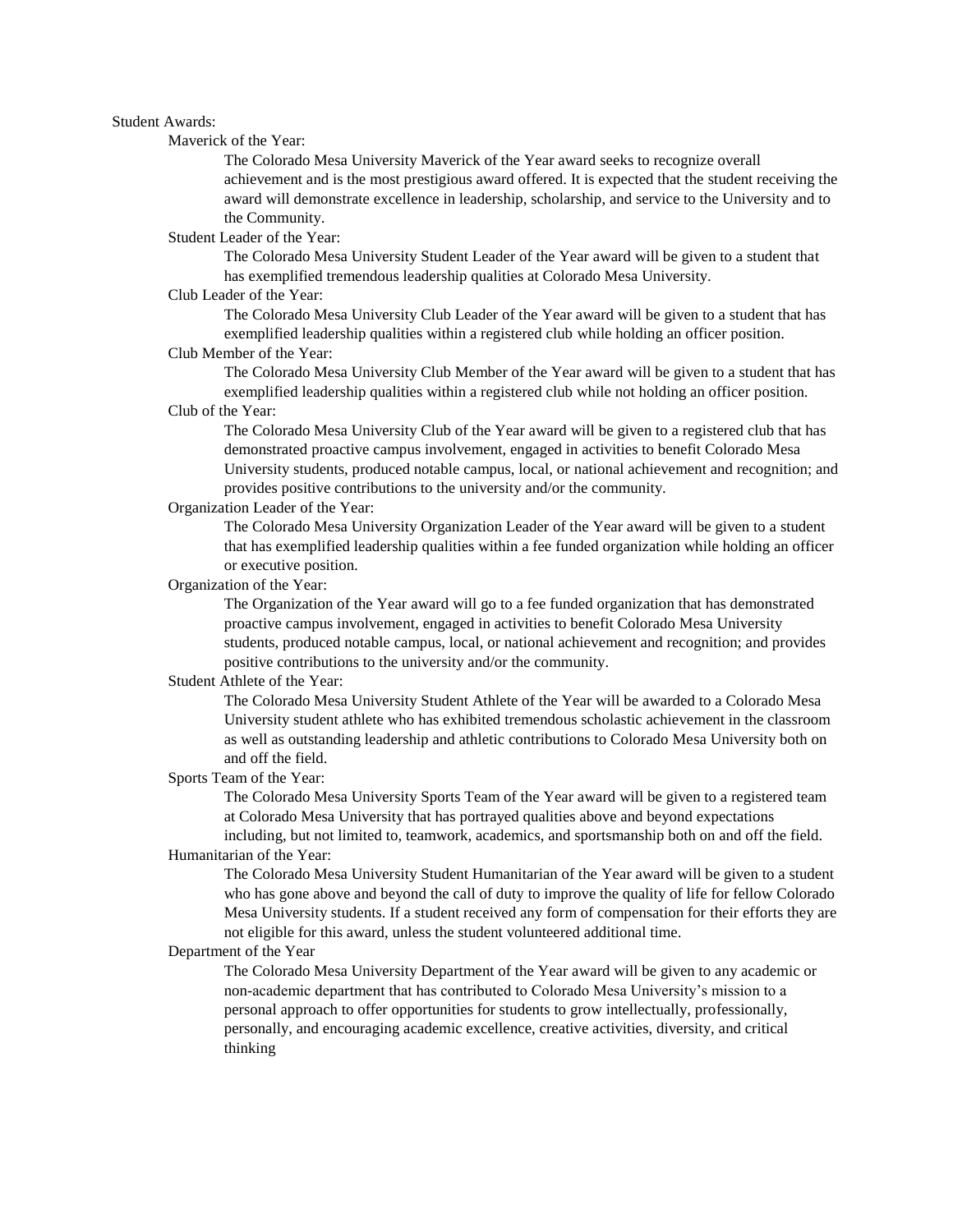# Student Awards:

## Maverick of the Year:

The Colorado Mesa University Maverick of the Year award seeks to recognize overall achievement and is the most prestigious award offered. It is expected that the student receiving the award will demonstrate excellence in leadership, scholarship, and service to the University and to the Community.

## Student Leader of the Year:

The Colorado Mesa University Student Leader of the Year award will be given to a student that has exemplified tremendous leadership qualities at Colorado Mesa University.

## Club Leader of the Year:

The Colorado Mesa University Club Leader of the Year award will be given to a student that has exemplified leadership qualities within a registered club while holding an officer position.

## Club Member of the Year:

The Colorado Mesa University Club Member of the Year award will be given to a student that has exemplified leadership qualities within a registered club while not holding an officer position.

## Club of the Year:

The Colorado Mesa University Club of the Year award will be given to a registered club that has demonstrated proactive campus involvement, engaged in activities to benefit Colorado Mesa University students, produced notable campus, local, or national achievement and recognition; and provides positive contributions to the university and/or the community.

## Organization Leader of the Year:

The Colorado Mesa University Organization Leader of the Year award will be given to a student that has exemplified leadership qualities within a fee funded organization while holding an officer or executive position.

## Organization of the Year:

The Organization of the Year award will go to a fee funded organization that has demonstrated proactive campus involvement, engaged in activities to benefit Colorado Mesa University students, produced notable campus, local, or national achievement and recognition; and provides positive contributions to the university and/or the community.

## Student Athlete of the Year:

The Colorado Mesa University Student Athlete of the Year will be awarded to a Colorado Mesa University student athlete who has exhibited tremendous scholastic achievement in the classroom as well as outstanding leadership and athletic contributions to Colorado Mesa University both on and off the field.

## Sports Team of the Year:

The Colorado Mesa University Sports Team of the Year award will be given to a registered team at Colorado Mesa University that has portrayed qualities above and beyond expectations including, but not limited to, teamwork, academics, and sportsmanship both on and off the field.

## Humanitarian of the Year:

The Colorado Mesa University Student Humanitarian of the Year award will be given to a student who has gone above and beyond the call of duty to improve the quality of life for fellow Colorado Mesa University students. If a student received any form of compensation for their efforts they are not eligible for this award, unless the student volunteered additional time.

## Department of the Year

The Colorado Mesa University Department of the Year award will be given to any academic or non-academic department that has contributed to Colorado Mesa University's mission to a personal approach to offer opportunities for students to grow intellectually, professionally, personally, and encouraging academic excellence, creative activities, diversity, and critical thinking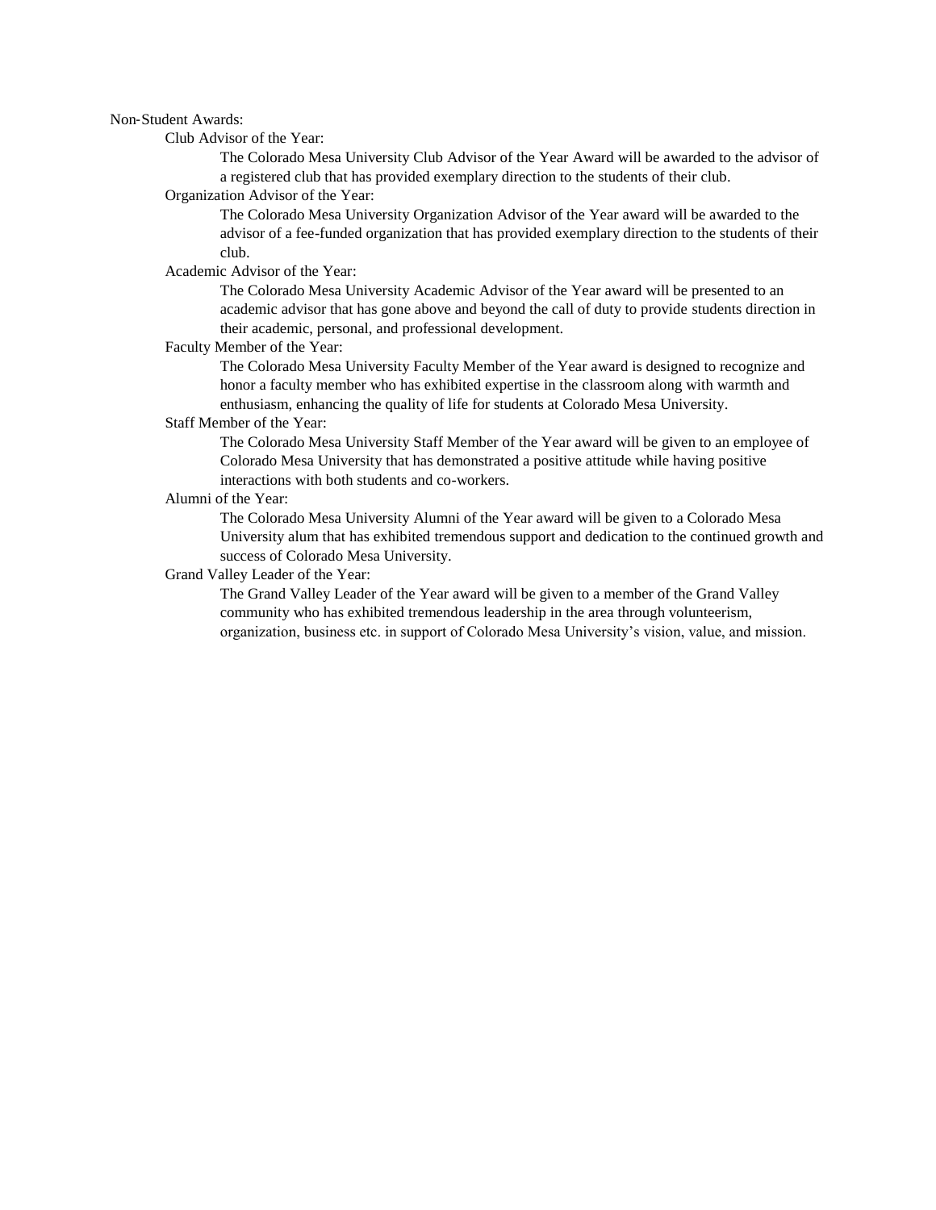Non-Student Awards:

- Club Advisor of the Year:
  - The Colorado Mesa University Club Advisor of the Year Award will be awarded to the advisor of a registered club that has provided exemplary direction to the students of their club.
- Organization Advisor of the Year:
  - The Colorado Mesa University Organization Advisor of the Year award will be awarded to the advisor of a fee-funded organization that has provided exemplary direction to the students of their club.
- Academic Advisor of the Year:
  - The Colorado Mesa University Academic Advisor of the Year award will be presented to an academic advisor that has gone above and beyond the call of duty to provide students direction in their academic, personal, and professional development.
- Faculty Member of the Year:
  - The Colorado Mesa University Faculty Member of the Year award is designed to recognize and honor a faculty member who has exhibited expertise in the classroom along with warmth and enthusiasm, enhancing the quality of life for students at Colorado Mesa University.
- Staff Member of the Year:
  - The Colorado Mesa University Staff Member of the Year award will be given to an employee of Colorado Mesa University that has demonstrated a positive attitude while having positive interactions with both students and co-workers.
- Alumni of the Year:
  - The Colorado Mesa University Alumni of the Year award will be given to a Colorado Mesa University alum that has exhibited tremendous support and dedication to the continued growth and success of Colorado Mesa University.
- Grand Valley Leader of the Year:
  - The Grand Valley Leader of the Year award will be given to a member of the Grand Valley community who has exhibited tremendous leadership in the area through volunteerism, organization, business etc. in support of Colorado Mesa University's vision, value, and mission.